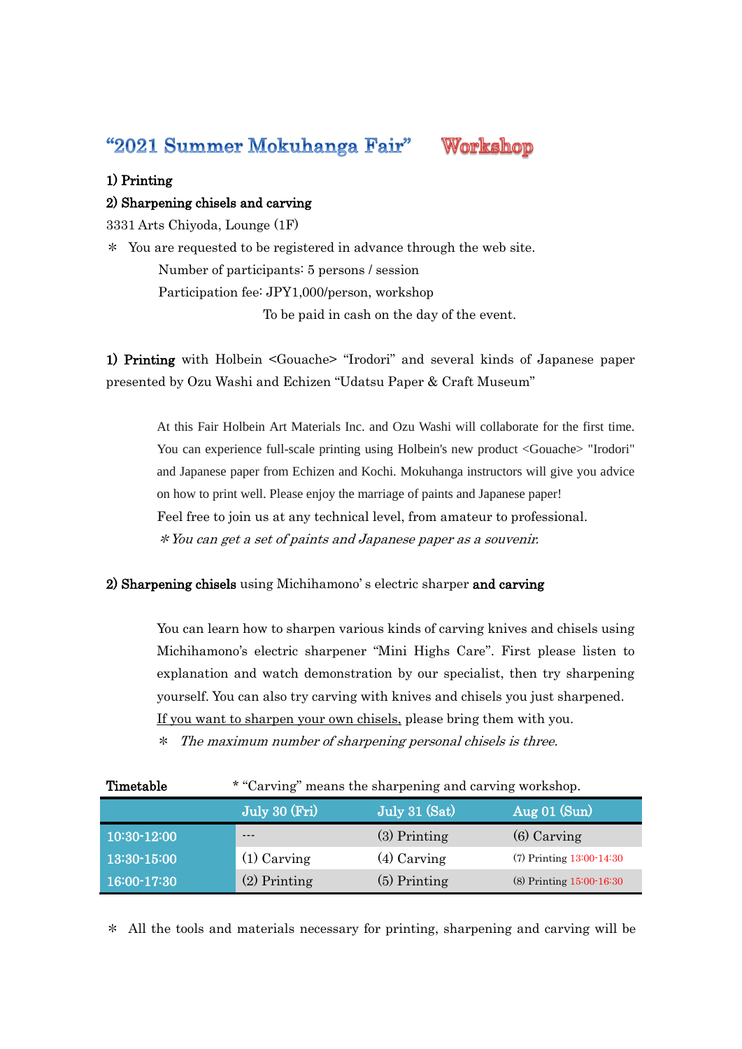# "2021 Summer Mokuhanga Fair" Workshop

**1) Printing**

**2) Sharpening chisels and carving**

3331 Arts Chiyoda, Lounge (1F)

＊ You are requested to be registered in advance through the web site.

Number of participants: 5 persons / session

Participation fee: JPY1,000/person, workshop

To be paid in cash on the day of the event.

**1) Printing** with Holbein <Gouache> "Irodori" and several kinds of Japanese paper presented by Ozu Washi and Echizen "Udatsu Paper & Craft Museum"

At this Fair Holbein Art Materials Inc. and Ozu Washi will collaborate for the first time. You can experience full-scale printing using Holbein's new product <Gouache> "Irodori" and Japanese paper from Echizen and Kochi. Mokuhanga instructors will give you advice on how to print well. Please enjoy the marriage of paints and Japanese paper!

Feel free to join us at any technical level, from amateur to professional.

*＊You can get a set of paints and Japanese paper as a souvenir.*

**2) Sharpening chisels** using Michihamono' s electric sharper **and carving**

You can learn how to sharpen various kinds of carving knives and chisels using Michihamono's electric sharpener "Mini Highs Care". First please listen to explanation and watch demonstration by our specialist, then try sharpening yourself. You can also try carving with knives and chisels you just sharpened.

<u>If you want to sharpen your own chisels,</u> please bring them with you.

＊ *The maximum number of sharpening personal chisels is three.*

**Timetable** * "Carving" means the sharpening and carving workshop.

| | July 30 (Fri) | July 31 (Sat) | Aug 01 (Sun) |
|---|---|---|---|
| 10:30-12:00 | --- | (3) Printing | (6) Carving |
| 13:30-15:00 | (1) Carving | (4) Carving | (7) Printing 13:00-14:30 |
| 16:00-17:30 | (2) Printing | (5) Printing | (8) Printing 15:00-16:30 |

＊ All the tools and materials necessary for printing, sharpening and carving will be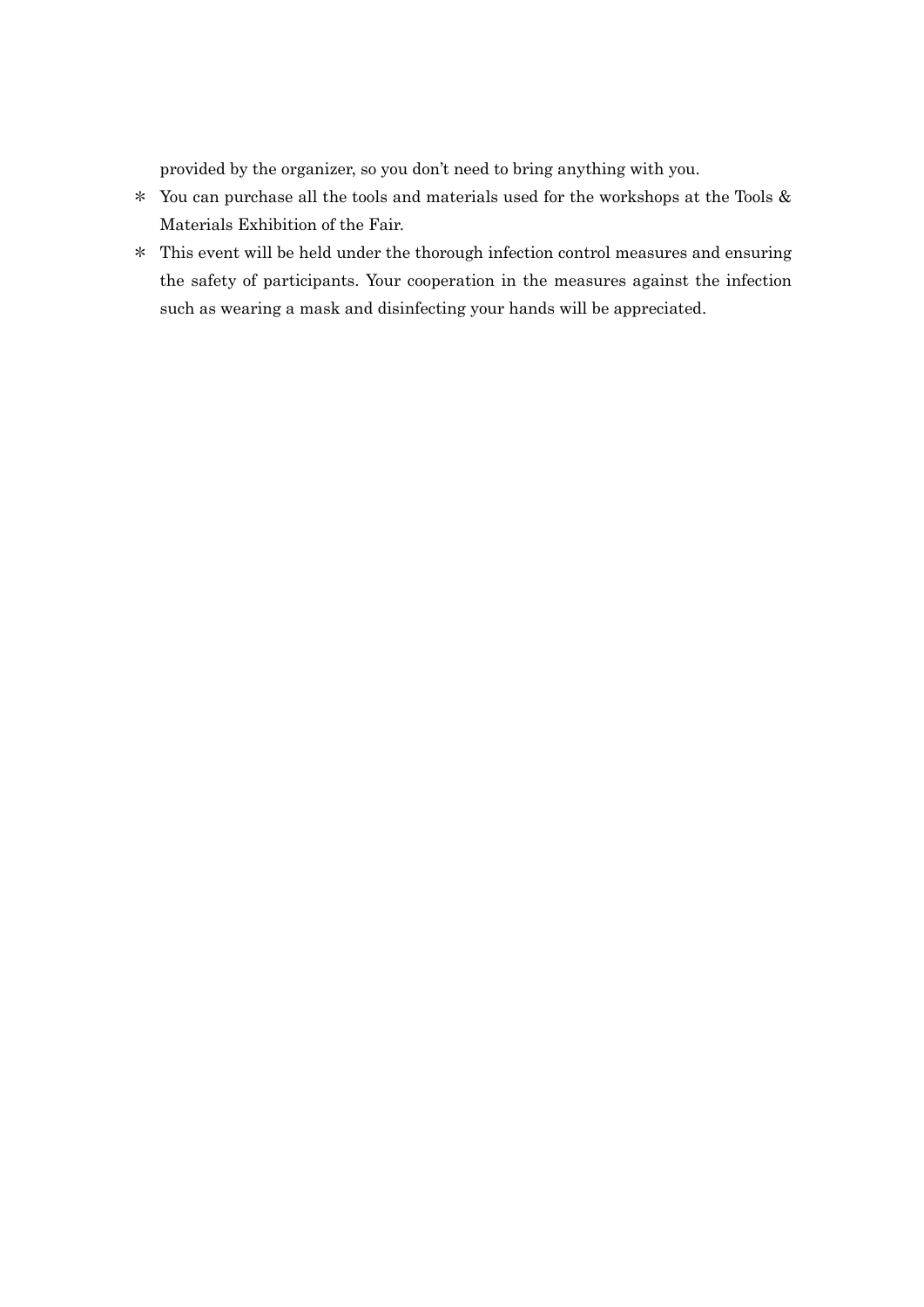provided by the organizer, so you don't need to bring anything with you.

* You can purchase all the tools and materials used for the workshops at the Tools & Materials Exhibition of the Fair.
* This event will be held under the thorough infection control measures and ensuring the safety of participants. Your cooperation in the measures against the infection such as wearing a mask and disinfecting your hands will be appreciated.